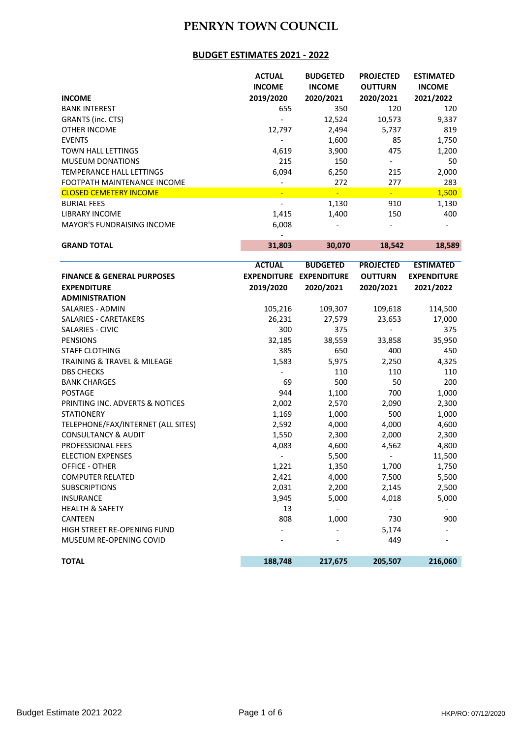# PENRYN TOWN COUNCIL

## BUDGET ESTIMATES 2021 - 2022

| INCOME | ACTUAL INCOME 2019/2020 | BUDGETED INCOME 2020/2021 | PROJECTED OUTTURN 2020/2021 | ESTIMATED INCOME 2021/2022 |
|---|---|---|---|---|
| BANK INTEREST | 655 | 350 | 120 | 120 |
| GRANTS (inc. CTS) | - | 12,524 | 10,573 | 9,337 |
| OTHER INCOME | 12,797 | 2,494 | 5,737 | 819 |
| EVENTS | - | 1,600 | 85 | 1,750 |
| TOWN HALL LETTINGS | 4,619 | 3,900 | 475 | 1,200 |
| MUSEUM DONATIONS | 215 | 150 | - | 50 |
| TEMPERANCE HALL LETTINGS | 6,094 | 6,250 | 215 | 2,000 |
| FOOTPATH MAINTENANCE INCOME | - | 272 | 277 | 283 |
| CLOSED CEMETERY INCOME | - | - | - | 1,500 |
| BURIAL FEES | - | 1,130 | 910 | 1,130 |
| LIBRARY INCOME | 1,415 | 1,400 | 150 | 400 |
| MAYOR'S FUNDRAISING INCOME | 6,008 | - | - | - |
| | - | | | |
| **GRAND TOTAL** | **31,803** | **30,070** | **18,542** | **18,589** |

| FINANCE & GENERAL PURPOSES EXPENDITURE | ACTUAL EXPENDITURE 2019/2020 | BUDGETED EXPENDITURE 2020/2021 | PROJECTED OUTTURN 2020/2021 | ESTIMATED EXPENDITURE 2021/2022 |
|---|---|---|---|---|
| **ADMINISTRATION** | | | | |
| SALARIES - ADMIN | 105,216 | 109,307 | 109,618 | 114,500 |
| SALARIES - CARETAKERS | 26,231 | 27,579 | 23,653 | 17,000 |
| SALARIES - CIVIC | 300 | 375 | - | 375 |
| PENSIONS | 32,185 | 38,559 | 33,858 | 35,950 |
| STAFF CLOTHING | 385 | 650 | 400 | 450 |
| TRAINING & TRAVEL & MILEAGE | 1,583 | 5,975 | 2,250 | 4,325 |
| DBS CHECKS | - | 110 | 110 | 110 |
| BANK CHARGES | 69 | 500 | 50 | 200 |
| POSTAGE | 944 | 1,100 | 700 | 1,000 |
| PRINTING INC. ADVERTS & NOTICES | 2,002 | 2,570 | 2,090 | 2,300 |
| STATIONERY | 1,169 | 1,000 | 500 | 1,000 |
| TELEPHONE/FAX/INTERNET (ALL SITES) | 2,592 | 4,000 | 4,000 | 4,600 |
| CONSULTANCY & AUDIT | 1,550 | 2,300 | 2,000 | 2,300 |
| PROFESSIONAL FEES | 4,083 | 4,600 | 4,562 | 4,800 |
| ELECTION EXPENSES | - | 5,500 | - | 11,500 |
| OFFICE - OTHER | 1,221 | 1,350 | 1,700 | 1,750 |
| COMPUTER RELATED | 2,421 | 4,000 | 7,500 | 5,500 |
| SUBSCRIPTIONS | 2,031 | 2,200 | 2,145 | 2,500 |
| INSURANCE | 3,945 | 5,000 | 4,018 | 5,000 |
| HEALTH & SAFETY | 13 | - | - | - |
| CANTEEN | 808 | 1,000 | 730 | 900 |
| HIGH STREET RE-OPENING FUND | - | - | 5,174 | - |
| MUSEUM RE-OPENING COVID | - | - | 449 | - |
| **TOTAL** | **188,748** | **217,675** | **205,507** | **216,060** |

Budget Estimate 2021 2022 HKP/RO: 07/12/2020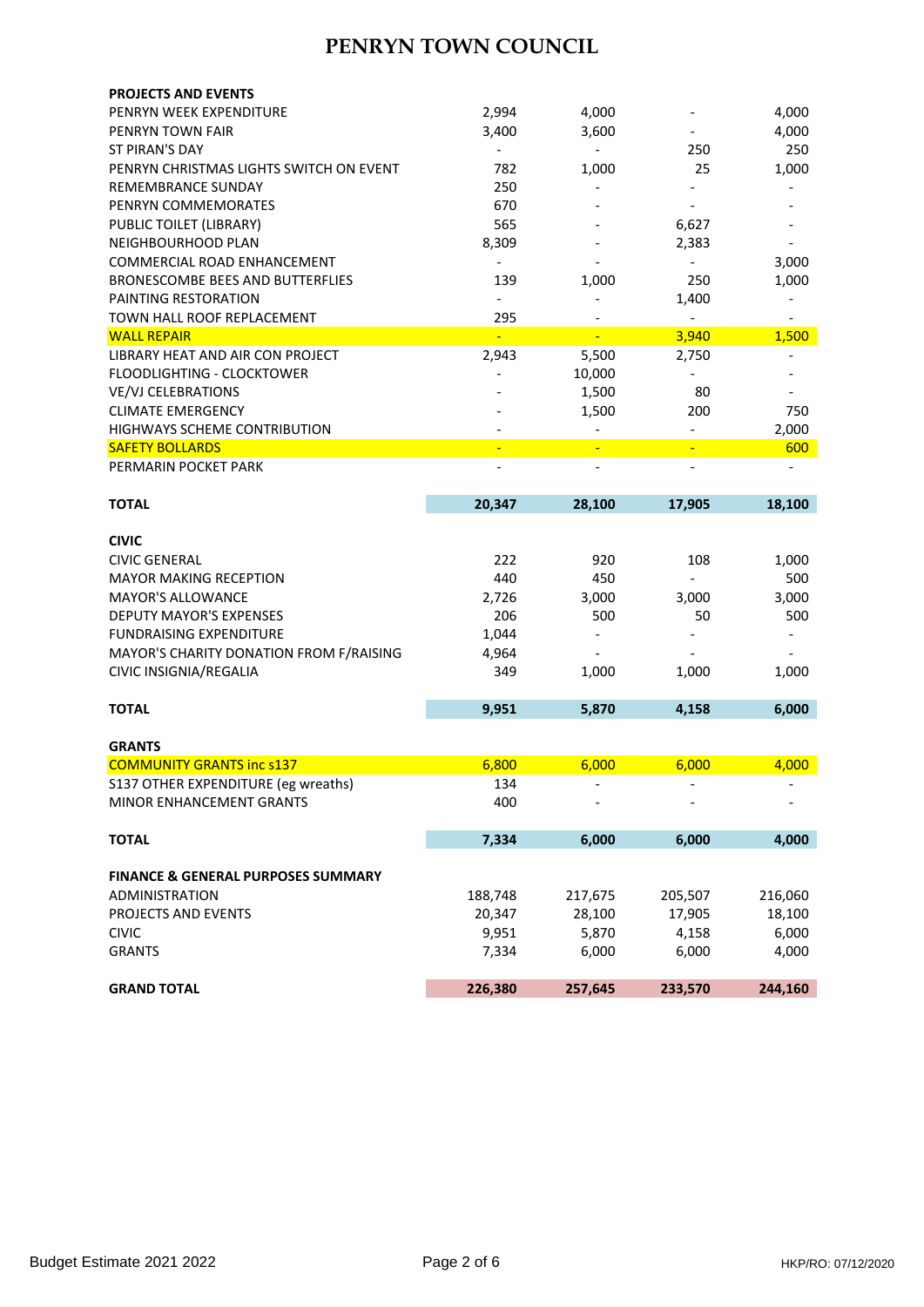# PENRYN TOWN COUNCIL

| | | | | |
|---|---|---|---|---|
| **PROJECTS AND EVENTS** | | | | |
| PENRYN WEEK EXPENDITURE | 2,994 | 4,000 | - | 4,000 |
| PENRYN TOWN FAIR | 3,400 | 3,600 | - | 4,000 |
| ST PIRAN'S DAY | - | - | 250 | 250 |
| PENRYN CHRISTMAS LIGHTS SWITCH ON EVENT | 782 | 1,000 | 25 | 1,000 |
| REMEMBRANCE SUNDAY | 250 | - | - | - |
| PENRYN COMMEMORATES | 670 | - | - | - |
| PUBLIC TOILET (LIBRARY) | 565 | - | 6,627 | - |
| NEIGHBOURHOOD PLAN | 8,309 | - | 2,383 | - |
| COMMERCIAL ROAD ENHANCEMENT | - | - | - | 3,000 |
| BRONESCOMBE BEES AND BUTTERFLIES | 139 | 1,000 | 250 | 1,000 |
| PAINTING RESTORATION | - | - | 1,400 | - |
| TOWN HALL ROOF REPLACEMENT | 295 | - | - | - |
| WALL REPAIR | - | - | 3,940 | 1,500 |
| LIBRARY HEAT AND AIR CON PROJECT | 2,943 | 5,500 | 2,750 | - |
| FLOODLIGHTING - CLOCKTOWER | - | 10,000 | - | - |
| VE/VJ CELEBRATIONS | - | 1,500 | 80 | - |
| CLIMATE EMERGENCY | - | 1,500 | 200 | 750 |
| HIGHWAYS SCHEME CONTRIBUTION | - | - | - | 2,000 |
| SAFETY BOLLARDS | - | - | - | 600 |
| PERMARIN POCKET PARK | - | - | - | - |
| **TOTAL** | **20,347** | **28,100** | **17,905** | **18,100** |
| **CIVIC** | | | | |
| CIVIC GENERAL | 222 | 920 | 108 | 1,000 |
| MAYOR MAKING RECEPTION | 440 | 450 | - | 500 |
| MAYOR'S ALLOWANCE | 2,726 | 3,000 | 3,000 | 3,000 |
| DEPUTY MAYOR'S EXPENSES | 206 | 500 | 50 | 500 |
| FUNDRAISING EXPENDITURE | 1,044 | - | - | - |
| MAYOR'S CHARITY DONATION FROM F/RAISING | 4,964 | - | - | - |
| CIVIC INSIGNIA/REGALIA | 349 | 1,000 | 1,000 | 1,000 |
| **TOTAL** | **9,951** | **5,870** | **4,158** | **6,000** |
| **GRANTS** | | | | |
| COMMUNITY GRANTS inc s137 | 6,800 | 6,000 | 6,000 | 4,000 |
| S137 OTHER EXPENDITURE (eg wreaths) | 134 | - | - | - |
| MINOR ENHANCEMENT GRANTS | 400 | - | - | - |
| **TOTAL** | **7,334** | **6,000** | **6,000** | **4,000** |
| **FINANCE & GENERAL PURPOSES SUMMARY** | | | | |
| ADMINISTRATION | 188,748 | 217,675 | 205,507 | 216,060 |
| PROJECTS AND EVENTS | 20,347 | 28,100 | 17,905 | 18,100 |
| CIVIC | 9,951 | 5,870 | 4,158 | 6,000 |
| GRANTS | 7,334 | 6,000 | 6,000 | 4,000 |
| **GRAND TOTAL** | **226,380** | **257,645** | **233,570** | **244,160** |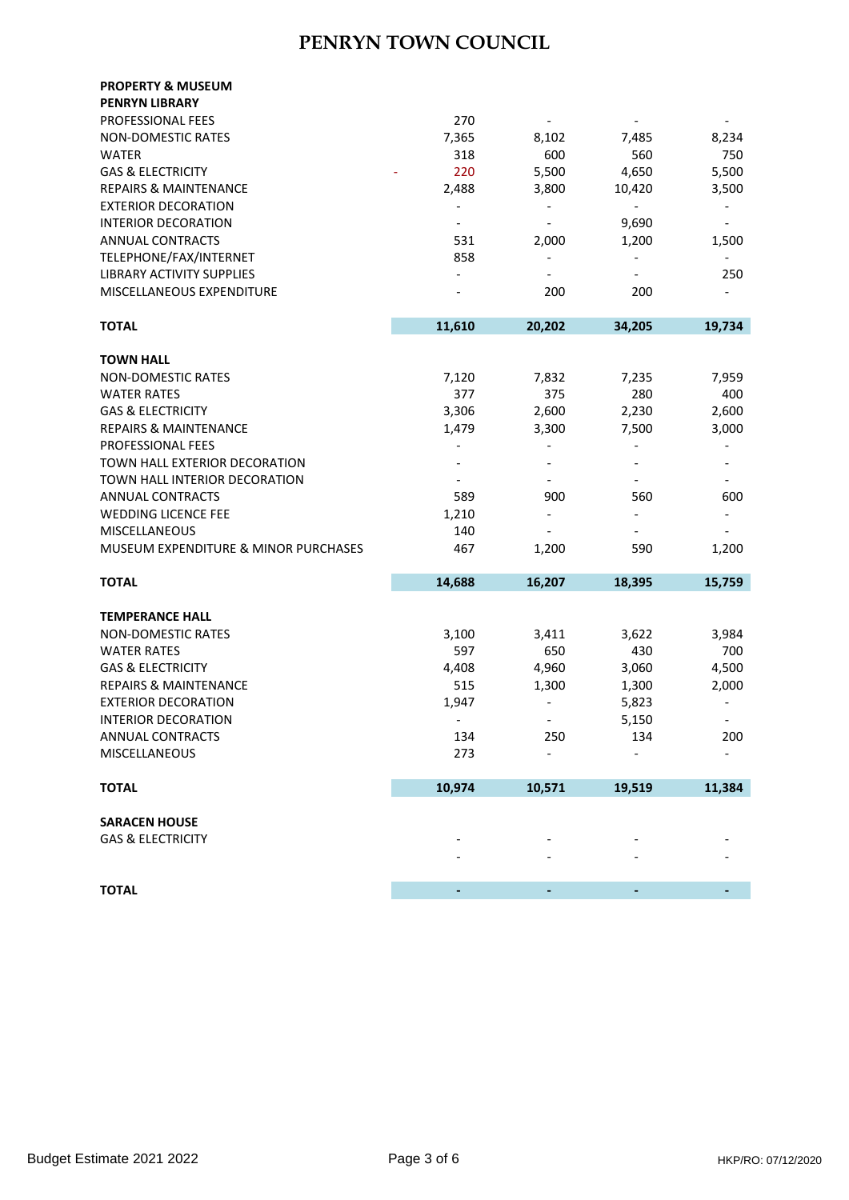# PENRYN TOWN COUNCIL

**PROPERTY & MUSEUM**

| **PENRYN LIBRARY** | | | | |
|---|---|---|---|---|
| PROFESSIONAL FEES | 270 | - | - | - |
| NON-DOMESTIC RATES | 7,365 | 8,102 | 7,485 | 8,234 |
| WATER | 318 | 600 | 560 | 750 |
| GAS & ELECTRICITY | - 220 | 5,500 | 4,650 | 5,500 |
| REPAIRS & MAINTENANCE | 2,488 | 3,800 | 10,420 | 3,500 |
| EXTERIOR DECORATION | - | - | - | - |
| INTERIOR DECORATION | - | - | 9,690 | - |
| ANNUAL CONTRACTS | 531 | 2,000 | 1,200 | 1,500 |
| TELEPHONE/FAX/INTERNET | 858 | - | - | - |
| LIBRARY ACTIVITY SUPPLIES | - | - | - | 250 |
| MISCELLANEOUS EXPENDITURE | - | 200 | 200 | - |
| **TOTAL** | **11,610** | **20,202** | **34,205** | **19,734** |

| **TOWN HALL** | | | | |
|---|---|---|---|---|
| NON-DOMESTIC RATES | 7,120 | 7,832 | 7,235 | 7,959 |
| WATER RATES | 377 | 375 | 280 | 400 |
| GAS & ELECTRICITY | 3,306 | 2,600 | 2,230 | 2,600 |
| REPAIRS & MAINTENANCE | 1,479 | 3,300 | 7,500 | 3,000 |
| PROFESSIONAL FEES | - | - | - | - |
| TOWN HALL EXTERIOR DECORATION | - | - | - | - |
| TOWN HALL INTERIOR DECORATION | - | - | - | - |
| ANNUAL CONTRACTS | 589 | 900 | 560 | 600 |
| WEDDING LICENCE FEE | 1,210 | - | - | - |
| MISCELLANEOUS | 140 | - | - | - |
| MUSEUM EXPENDITURE & MINOR PURCHASES | 467 | 1,200 | 590 | 1,200 |
| **TOTAL** | **14,688** | **16,207** | **18,395** | **15,759** |

| **TEMPERANCE HALL** | | | | |
|---|---|---|---|---|
| NON-DOMESTIC RATES | 3,100 | 3,411 | 3,622 | 3,984 |
| WATER RATES | 597 | 650 | 430 | 700 |
| GAS & ELECTRICITY | 4,408 | 4,960 | 3,060 | 4,500 |
| REPAIRS & MAINTENANCE | 515 | 1,300 | 1,300 | 2,000 |
| EXTERIOR DECORATION | 1,947 | - | 5,823 | - |
| INTERIOR DECORATION | - | - | 5,150 | - |
| ANNUAL CONTRACTS | 134 | 250 | 134 | 200 |
| MISCELLANEOUS | 273 | - | - | - |
| **TOTAL** | **10,974** | **10,571** | **19,519** | **11,384** |

| **SARACEN HOUSE** | | | | |
|---|---|---|---|---|
| GAS & ELECTRICITY | - | - | - | - |
| | - | - | - | - |
| **TOTAL** | **-** | **-** | **-** | **-** |

Budget Estimate 2021 2022

HKP/RO: 07/12/2020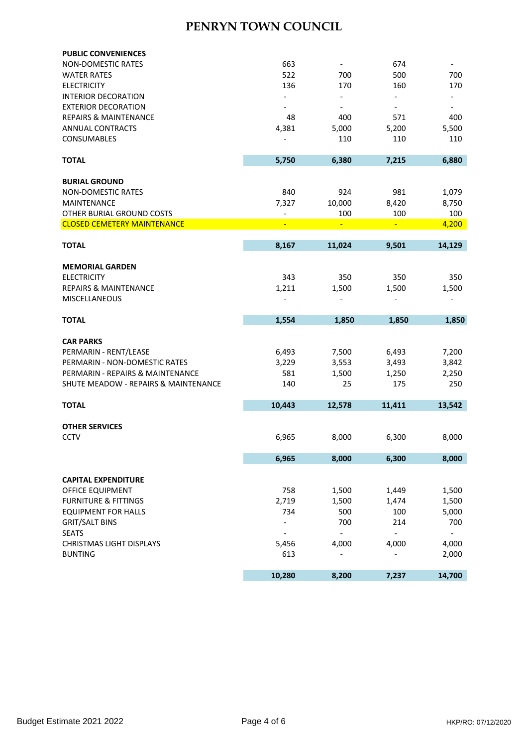# PENRYN TOWN COUNCIL

| | | | | |
|---|---|---|---|---|
| **PUBLIC CONVENIENCES** | | | | |
| NON-DOMESTIC RATES | 663 | - | 674 | - |
| WATER RATES | 522 | 700 | 500 | 700 |
| ELECTRICITY | 136 | 170 | 160 | 170 |
| INTERIOR DECORATION | - | - | - | - |
| EXTERIOR DECORATION | - | - | - | - |
| REPAIRS & MAINTENANCE | 48 | 400 | 571 | 400 |
| ANNUAL CONTRACTS | 4,381 | 5,000 | 5,200 | 5,500 |
| CONSUMABLES | - | 110 | 110 | 110 |
| **TOTAL** | **5,750** | **6,380** | **7,215** | **6,880** |
| **BURIAL GROUND** | | | | |
| NON-DOMESTIC RATES | 840 | 924 | 981 | 1,079 |
| MAINTENANCE | 7,327 | 10,000 | 8,420 | 8,750 |
| OTHER BURIAL GROUND COSTS | - | 100 | 100 | 100 |
| CLOSED CEMETERY MAINTENANCE | - | - | - | 4,200 |
| **TOTAL** | **8,167** | **11,024** | **9,501** | **14,129** |
| **MEMORIAL GARDEN** | | | | |
| ELECTRICITY | 343 | 350 | 350 | 350 |
| REPAIRS & MAINTENANCE | 1,211 | 1,500 | 1,500 | 1,500 |
| MISCELLANEOUS | - | - | - | - |
| **TOTAL** | **1,554** | **1,850** | **1,850** | **1,850** |
| **CAR PARKS** | | | | |
| PERMARIN - RENT/LEASE | 6,493 | 7,500 | 6,493 | 7,200 |
| PERMARIN - NON-DOMESTIC RATES | 3,229 | 3,553 | 3,493 | 3,842 |
| PERMARIN - REPAIRS & MAINTENANCE | 581 | 1,500 | 1,250 | 2,250 |
| SHUTE MEADOW - REPAIRS & MAINTENANCE | 140 | 25 | 175 | 250 |
| **TOTAL** | **10,443** | **12,578** | **11,411** | **13,542** |
| **OTHER SERVICES** | | | | |
| CCTV | 6,965 | 8,000 | 6,300 | 8,000 |
| | **6,965** | **8,000** | **6,300** | **8,000** |
| **CAPITAL EXPENDITURE** | | | | |
| OFFICE EQUIPMENT | 758 | 1,500 | 1,449 | 1,500 |
| FURNITURE & FITTINGS | 2,719 | 1,500 | 1,474 | 1,500 |
| EQUIPMENT FOR HALLS | 734 | 500 | 100 | 5,000 |
| GRIT/SALT BINS | - | 700 | 214 | 700 |
| SEATS | - | - | - | - |
| CHRISTMAS LIGHT DISPLAYS | 5,456 | 4,000 | 4,000 | 4,000 |
| BUNTING | 613 | - | - | 2,000 |
| | **10,280** | **8,200** | **7,237** | **14,700** |

Budget Estimate 2021 2022

HKP/RO: 07/12/2020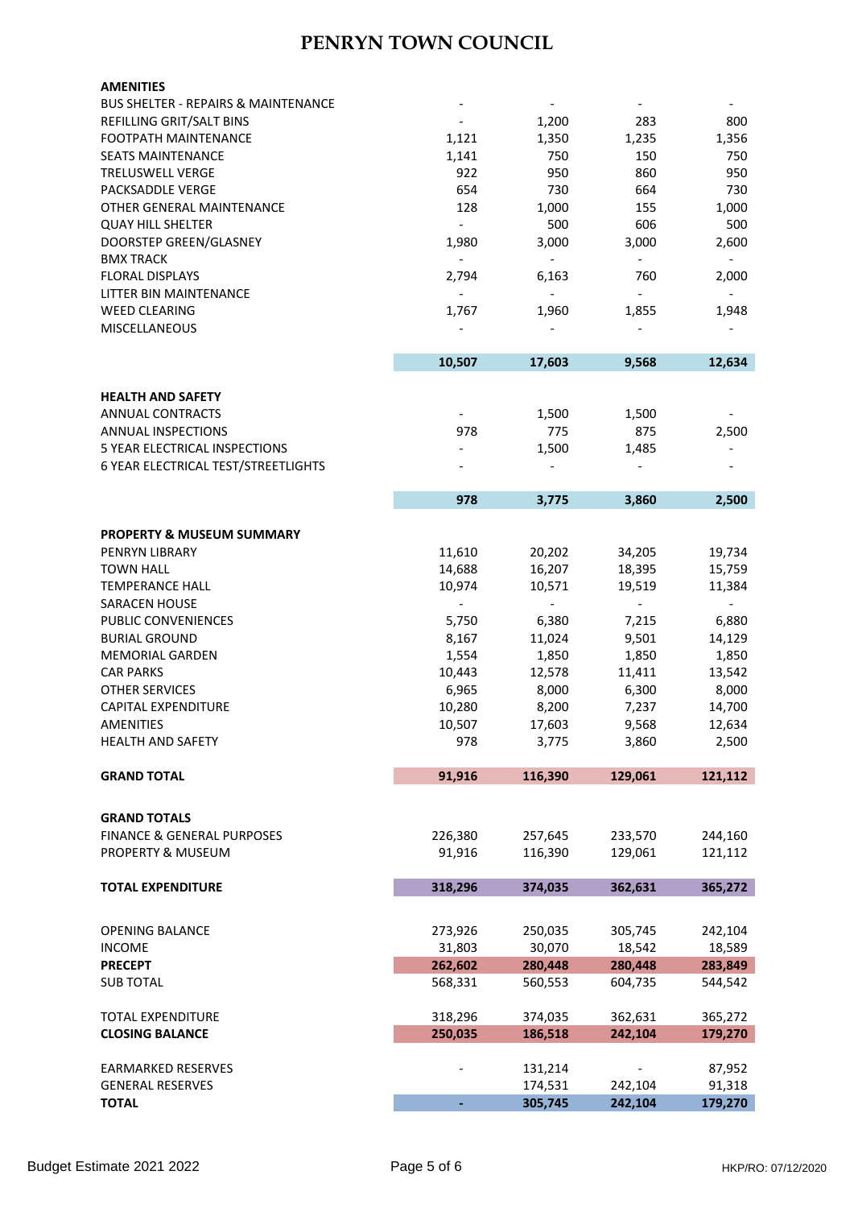# PENRYN TOWN COUNCIL

| | | | | |
|---|---|---|---|---|
| **AMENITIES** | | | | |
| BUS SHELTER - REPAIRS & MAINTENANCE | - | - | - | - |
| REFILLING GRIT/SALT BINS | - | 1,200 | 283 | 800 |
| FOOTPATH MAINTENANCE | 1,121 | 1,350 | 1,235 | 1,356 |
| SEATS MAINTENANCE | 1,141 | 750 | 150 | 750 |
| TRELUSWELL VERGE | 922 | 950 | 860 | 950 |
| PACKSADDLE VERGE | 654 | 730 | 664 | 730 |
| OTHER GENERAL MAINTENANCE | 128 | 1,000 | 155 | 1,000 |
| QUAY HILL SHELTER | - | 500 | 606 | 500 |
| DOORSTEP GREEN/GLASNEY | 1,980 | 3,000 | 3,000 | 2,600 |
| BMX TRACK | - | - | - | - |
| FLORAL DISPLAYS | 2,794 | 6,163 | 760 | 2,000 |
| LITTER BIN MAINTENANCE | - | - | - | - |
| WEED CLEARING | 1,767 | 1,960 | 1,855 | 1,948 |
| MISCELLANEOUS | - | - | - | - |
| | **10,507** | **17,603** | **9,568** | **12,634** |
| **HEALTH AND SAFETY** | | | | |
| ANNUAL CONTRACTS | - | 1,500 | 1,500 | - |
| ANNUAL INSPECTIONS | 978 | 775 | 875 | 2,500 |
| 5 YEAR ELECTRICAL INSPECTIONS | - | 1,500 | 1,485 | - |
| 6 YEAR ELECTRICAL TEST/STREETLIGHTS | - | - | - | - |
| | **978** | **3,775** | **3,860** | **2,500** |
| **PROPERTY & MUSEUM SUMMARY** | | | | |
| PENRYN LIBRARY | 11,610 | 20,202 | 34,205 | 19,734 |
| TOWN HALL | 14,688 | 16,207 | 18,395 | 15,759 |
| TEMPERANCE HALL | 10,974 | 10,571 | 19,519 | 11,384 |
| SARACEN HOUSE | - | - | - | - |
| PUBLIC CONVENIENCES | 5,750 | 6,380 | 7,215 | 6,880 |
| BURIAL GROUND | 8,167 | 11,024 | 9,501 | 14,129 |
| MEMORIAL GARDEN | 1,554 | 1,850 | 1,850 | 1,850 |
| CAR PARKS | 10,443 | 12,578 | 11,411 | 13,542 |
| OTHER SERVICES | 6,965 | 8,000 | 6,300 | 8,000 |
| CAPITAL EXPENDITURE | 10,280 | 8,200 | 7,237 | 14,700 |
| AMENITIES | 10,507 | 17,603 | 9,568 | 12,634 |
| HEALTH AND SAFETY | 978 | 3,775 | 3,860 | 2,500 |
| **GRAND TOTAL** | **91,916** | **116,390** | **129,061** | **121,112** |
| **GRAND TOTALS** | | | | |
| FINANCE & GENERAL PURPOSES | 226,380 | 257,645 | 233,570 | 244,160 |
| PROPERTY & MUSEUM | 91,916 | 116,390 | 129,061 | 121,112 |
| **TOTAL EXPENDITURE** | **318,296** | **374,035** | **362,631** | **365,272** |
| OPENING BALANCE | 273,926 | 250,035 | 305,745 | 242,104 |
| INCOME | 31,803 | 30,070 | 18,542 | 18,589 |
| **PRECEPT** | **262,602** | **280,448** | **280,448** | **283,849** |
| SUB TOTAL | 568,331 | 560,553 | 604,735 | 544,542 |
| TOTAL EXPENDITURE | 318,296 | 374,035 | 362,631 | 365,272 |
| **CLOSING BALANCE** | **250,035** | **186,518** | **242,104** | **179,270** |
| EARMARKED RESERVES | - | 131,214 | - | 87,952 |
| GENERAL RESERVES | | 174,531 | 242,104 | 91,318 |
| **TOTAL** | **-** | **305,745** | **242,104** | **179,270** |

Budget Estimate 2021 2022 HKP/RO: 07/12/2020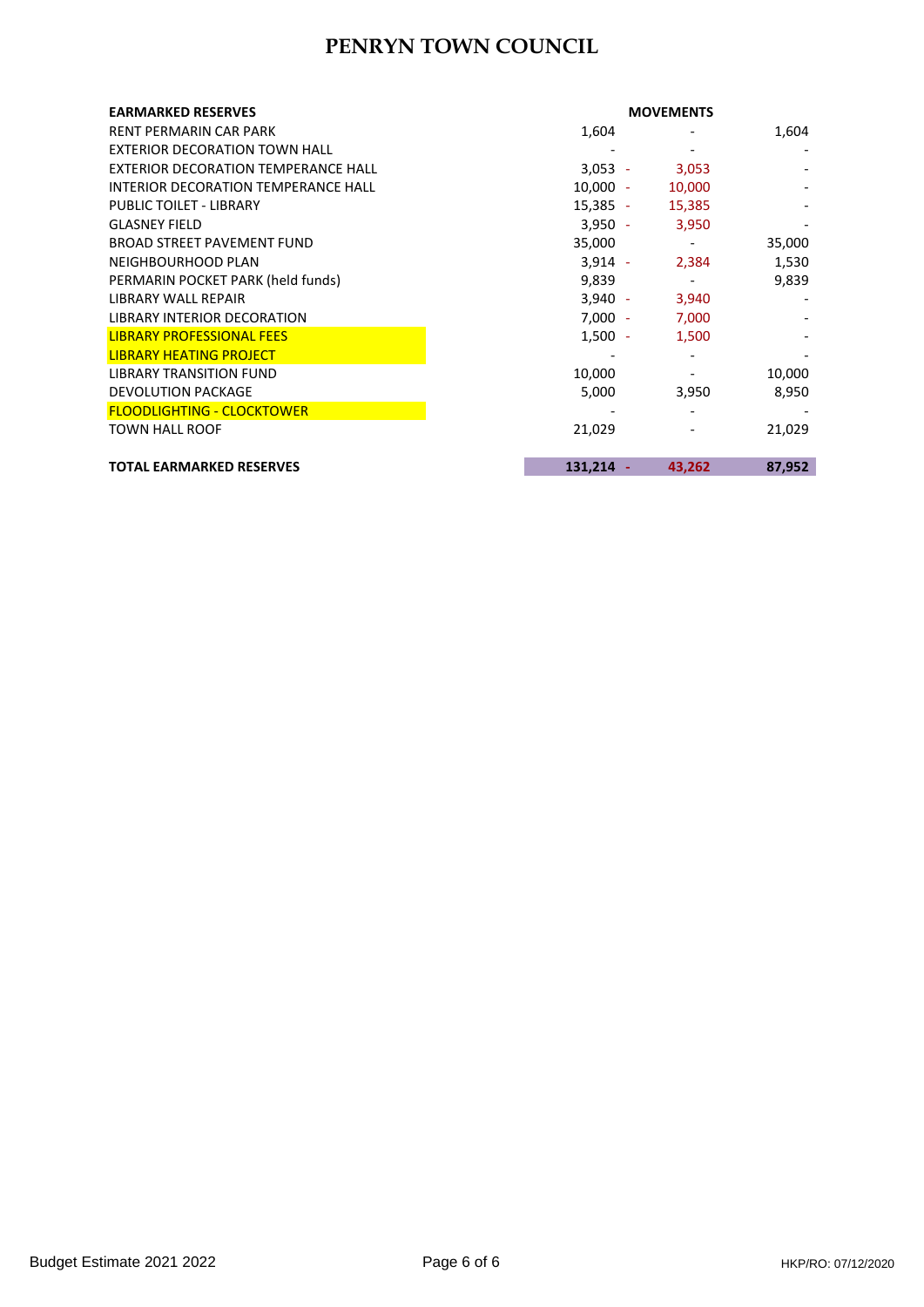# PENRYN TOWN COUNCIL

| EARMARKED RESERVES | | MOVEMENTS | |
|---|---|---|---|
| RENT PERMARIN CAR PARK | 1,604 | - | 1,604 |
| EXTERIOR DECORATION TOWN HALL | - | - | - |
| EXTERIOR DECORATION TEMPERANCE HALL | 3,053 | - 3,053 | - |
| INTERIOR DECORATION TEMPERANCE HALL | 10,000 | - 10,000 | - |
| PUBLIC TOILET - LIBRARY | 15,385 | - 15,385 | - |
| GLASNEY FIELD | 3,950 | - 3,950 | - |
| BROAD STREET PAVEMENT FUND | 35,000 | - | 35,000 |
| NEIGHBOURHOOD PLAN | 3,914 | - 2,384 | 1,530 |
| PERMARIN POCKET PARK (held funds) | 9,839 | - | 9,839 |
| LIBRARY WALL REPAIR | 3,940 | - 3,940 | - |
| LIBRARY INTERIOR DECORATION | 7,000 | - 7,000 | - |
| LIBRARY PROFESSIONAL FEES | 1,500 | - 1,500 | - |
| LIBRARY HEATING PROJECT | - | - | - |
| LIBRARY TRANSITION FUND | 10,000 | - | 10,000 |
| DEVOLUTION PACKAGE | 5,000 | 3,950 | 8,950 |
| FLOODLIGHTING - CLOCKTOWER | - | - | - |
| TOWN HALL ROOF | 21,029 | - | 21,029 |
| **TOTAL EARMARKED RESERVES** | **131,214** | **- 43,262** | **87,952** |

Budget Estimate 2021 2022

HKP/RO: 07/12/2020